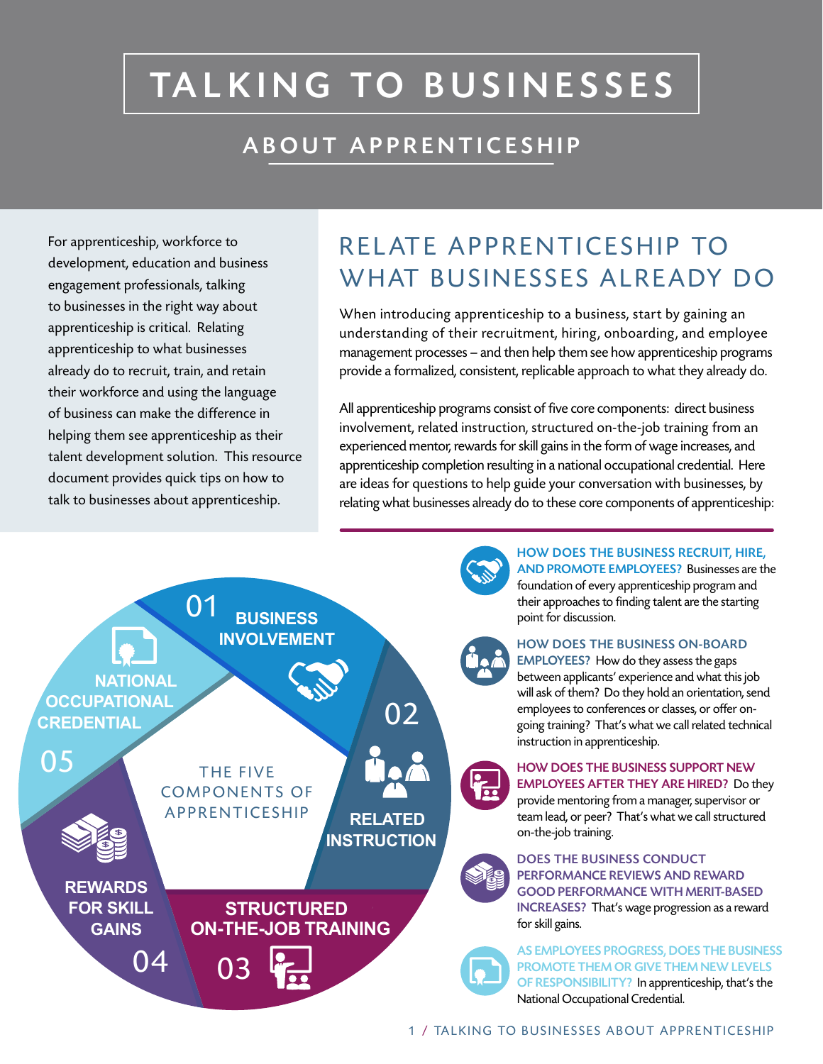# TALKING TO BUSINESSES

## ABOUT APPRENTICESHIP

For apprenticeship, workforce to development, education and business engagement professionals, talking to businesses in the right way about apprenticeship is critical. Relating apprenticeship to what businesses already do to recruit, train, and retain their workforce and using the language of business can make the difference in helping them see apprenticeship as their talent development solution. This resource document provides quick tips on how to talk to businesses about apprenticeship.

## RELATE APPRENTICESHIP TO WHAT BUSINESSES ALREADY DO

When introducing apprenticeship to a business, start by gaining an understanding of their recruitment, hiring, onboarding, and employee management processes – and then help them see how apprenticeship programs provide a formalized, consistent, replicable approach to what they already do.

All apprenticeship programs consist of five core components: direct business involvement, related instruction, structured on-the-job training from an experienced mentor, rewards for skill gains in the form of wage increases, and apprenticeship completion resulting in a national occupational credential. Here are ideas for questions to help guide your conversation with businesses, by relating what businesses already do to these core components of apprenticeship:

**THE FIVE COMPONENTS OF APPRENTICESHIP**

- 01 BUSINESS INVOLVEMENT
- 02 RELATED INSTRUCTION
- 03 STRUCTURED ON-THE-JOB TRAINING
- 04 REWARDS FOR SKILL GAINS
- 05 NATIONAL OCCUPATIONAL CREDENTIAL

**HOW DOES THE BUSINESS RECRUIT, HIRE, AND PROMOTE EMPLOYEES?** Businesses are the foundation of every apprenticeship program and their approaches to finding talent are the starting point for discussion.

**HOW DOES THE BUSINESS ON-BOARD EMPLOYEES?** How do they assess the gaps between applicants' experience and what this job will ask of them? Do they hold an orientation, send employees to conferences or classes, or offer on-going training? That's what we call related technical instruction in apprenticeship.

**HOW DOES THE BUSINESS SUPPORT NEW EMPLOYEES AFTER THEY ARE HIRED?** Do they provide mentoring from a manager, supervisor or team lead, or peer? That's what we call structured on-the-job training.

**DOES THE BUSINESS CONDUCT PERFORMANCE REVIEWS AND REWARD GOOD PERFORMANCE WITH MERIT-BASED INCREASES?** That's wage progression as a reward for skill gains.

**AS EMPLOYEES PROGRESS, DOES THE BUSINESS PROMOTE THEM OR GIVE THEM NEW LEVELS OF RESPONSIBILITY?** In apprenticeship, that's the National Occupational Credential.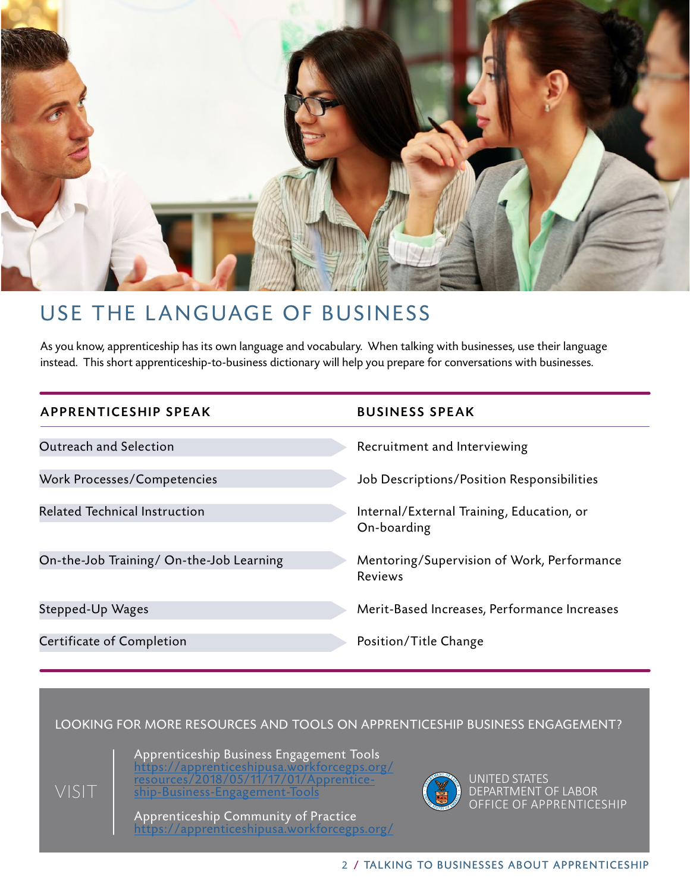# USE THE LANGUAGE OF BUSINESS

As you know, apprenticeship has its own language and vocabulary. When talking with businesses, use their language instead. This short apprenticeship-to-business dictionary will help you prepare for conversations with businesses.

| APPRENTICESHIP SPEAK | BUSINESS SPEAK |
| --- | --- |
| Outreach and Selection | Recruitment and Interviewing |
| Work Processes/Competencies | Job Descriptions/Position Responsibilities |
| Related Technical Instruction | Internal/External Training, Education, or On-boarding |
| On-the-Job Training/ On-the-Job Learning | Mentoring/Supervision of Work, Performance Reviews |
| Stepped-Up Wages | Merit-Based Increases, Performance Increases |
| Certificate of Completion | Position/Title Change |

LOOKING FOR MORE RESOURCES AND TOOLS ON APPRENTICESHIP BUSINESS ENGAGEMENT?

VISIT

Apprenticeship Business Engagement Tools
https://apprenticeshipusa.workforcegps.org/resources/2018/05/11/17/01/Apprenticeship-Business-Engagement-Tools

Apprenticeship Community of Practice
https://apprenticeshipusa.workforcegps.org/

UNITED STATES DEPARTMENT OF LABOR OFFICE OF APPRENTICESHIP